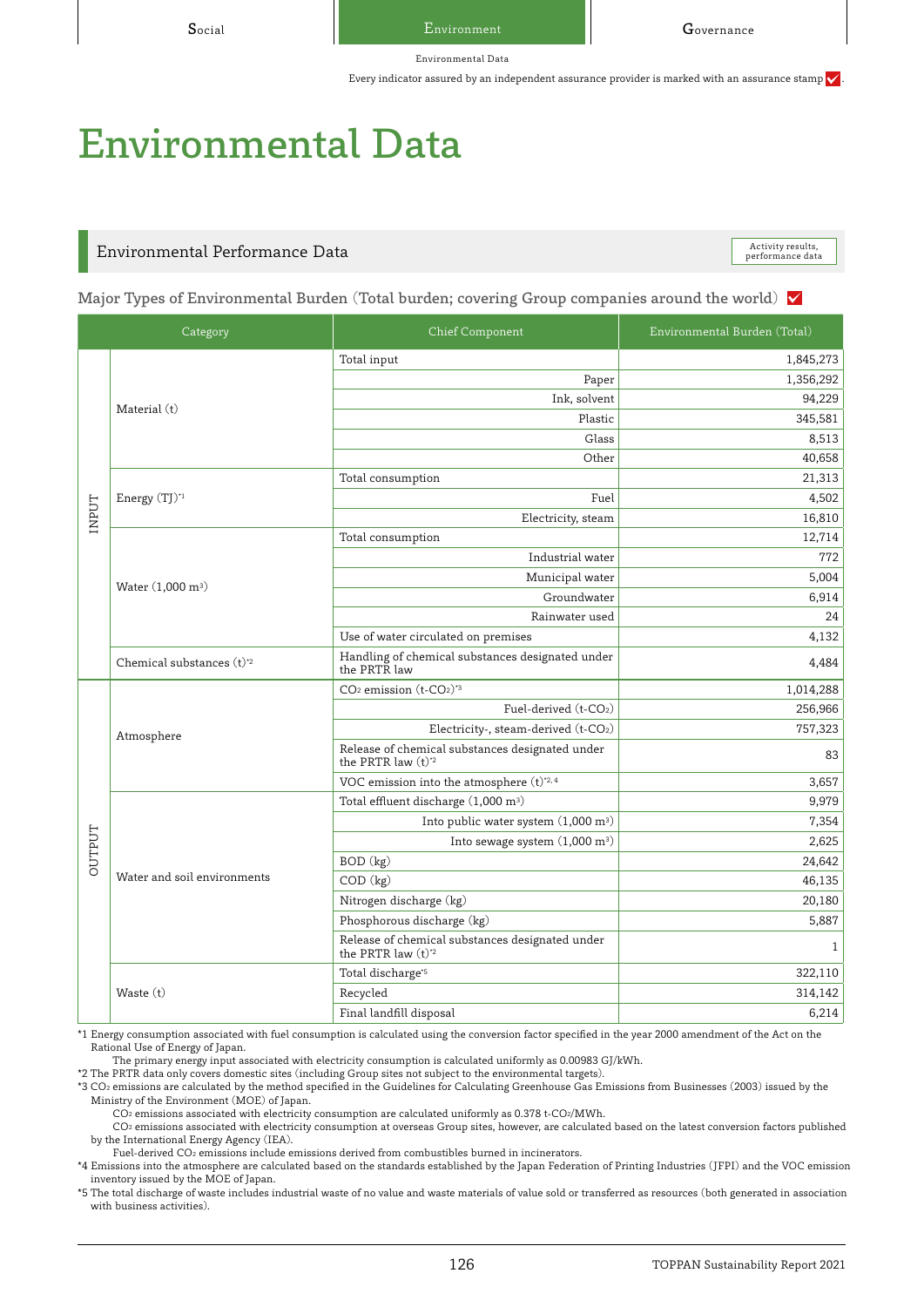Every indicator assured by an independent assurance provider is marked with an assurance stamp ✓.

# Environmental Data

## Environmental Performance Data

Activity results, performance data

### Major Types of Environmental Burden (Total burden; covering Group companies around the world) ✓

| Category | | Chief Component | Environmental Burden (Total) |
|---|---|---|---|
| INPUT | Material (t) | Total input | 1,845,273 |
| | | Paper | 1,356,292 |
| | | Ink, solvent | 94,229 |
| | | Plastic | 345,581 |
| | | Glass | 8,513 |
| | | Other | 40,658 |
| | Energy (TJ)*1 | Total consumption | 21,313 |
| | | Fuel | 4,502 |
| | | Electricity, steam | 16,810 |
| | Water (1,000 $m^3$) | Total consumption | 12,714 |
| | | Industrial water | 772 |
| | | Municipal water | 5,004 |
| | | Groundwater | 6,914 |
| | | Rainwater used | 24 |
| | | Use of water circulated on premises | 4,132 |
| | Chemical substances (t)*2 | Handling of chemical substances designated under the PRTR law | 4,484 |
| OUTPUT | Atmosphere | $CO_2$ emission (t-$CO_2$)*3 | 1,014,288 |
| | | Fuel-derived (t-$CO_2$) | 256,966 |
| | | Electricity-, steam-derived (t-$CO_2$) | 757,323 |
| | | Release of chemical substances designated under the PRTR law (t)*2 | 83 |
| | | VOC emission into the atmosphere (t)*2, 4 | 3,657 |
| | Water and soil environments | Total effluent discharge (1,000 $m^3$) | 9,979 |
| | | Into public water system (1,000 $m^3$) | 7,354 |
| | | Into sewage system (1,000 $m^3$) | 2,625 |
| | | BOD (kg) | 24,642 |
| | | COD (kg) | 46,135 |
| | | Nitrogen discharge (kg) | 20,180 |
| | | Phosphorous discharge (kg) | 5,887 |
| | | Release of chemical substances designated under the PRTR law (t)*2 | 1 |
| | Waste (t) | Total discharge*5 | 322,110 |
| | | Recycled | 314,142 |
| | | Final landfill disposal | 6,214 |

*1 Energy consumption associated with fuel consumption is calculated using the conversion factor specified in the year 2000 amendment of the Act on the Rational Use of Energy of Japan.
The primary energy input associated with electricity consumption is calculated uniformly as 0.00983 GJ/kWh.

*2 The PRTR data only covers domestic sites (including Group sites not subject to the environmental targets).

*3 $CO_2$ emissions are calculated by the method specified in the Guidelines for Calculating Greenhouse Gas Emissions from Businesses (2003) issued by the Ministry of the Environment (MOE) of Japan.
$CO_2$ emissions associated with electricity consumption are calculated uniformly as 0.378 t-$CO_2$/MWh.
$CO_2$ emissions associated with electricity consumption at overseas Group sites, however, are calculated based on the latest conversion factors published by the International Energy Agency (IEA).
Fuel-derived $CO_2$ emissions include emissions derived from combustibles burned in incinerators.

*4 Emissions into the atmosphere are calculated based on the standards established by the Japan Federation of Printing Industries (JFPI) and the VOC emission inventory issued by the MOE of Japan.

*5 The total discharge of waste includes industrial waste of no value and waste materials of value sold or transferred as resources (both generated in association with business activities).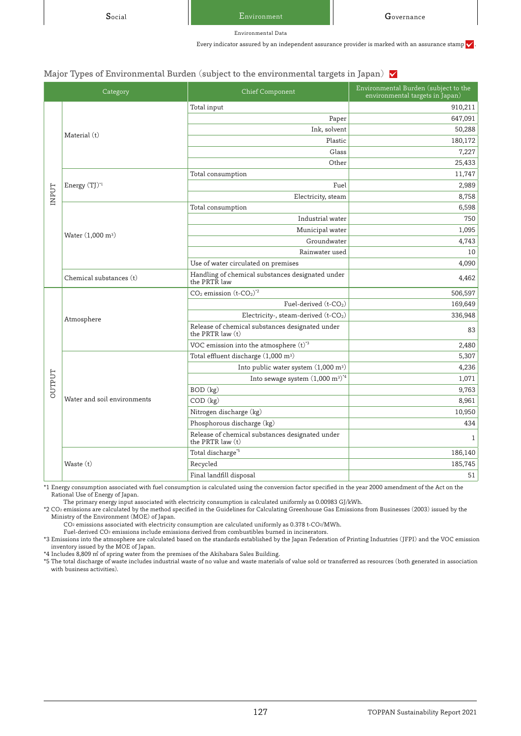Environmental Data

Every indicator assured by an independent assurance provider is marked with an assurance stamp ✓.

## Major Types of Environmental Burden (subject to the environmental targets in Japan) ✓

| Category | | Chief Component | Environmental Burden (subject to the environmental targets in Japan) |
|---|---|---|---|
| INPUT | Material (t) | Total input | 910,211 |
| | | Paper | 647,091 |
| | | Ink, solvent | 50,288 |
| | | Plastic | 180,172 |
| | | Glass | 7,227 |
| | | Other | 25,433 |
| | Energy (TJ)*1 | Total consumption | 11,747 |
| | | Fuel | 2,989 |
| | | Electricity, steam | 8,758 |
| | Water (1,000 m³) | Total consumption | 6,598 |
| | | Industrial water | 750 |
| | | Municipal water | 1,095 |
| | | Groundwater | 4,743 |
| | | Rainwater used | 10 |
| | | Use of water circulated on premises | 4,090 |
| | Chemical substances (t) | Handling of chemical substances designated under the PRTR law | 4,462 |
| OUTPUT | Atmosphere | $CO_2$ emission ($t\text{-}CO_2$)*2 | 506,597 |
| | | Fuel-derived ($t\text{-}CO_2$) | 169,649 |
| | | Electricity-, steam-derived ($t\text{-}CO_2$) | 336,948 |
| | | Release of chemical substances designated under the PRTR law (t) | 83 |
| | | VOC emission into the atmosphere (t)*3 | 2,480 |
| | Water and soil environments | Total effluent discharge (1,000 m³) | 5,307 |
| | | Into public water system (1,000 m³) | 4,236 |
| | | Into sewage system (1,000 m³)*4 | 1,071 |
| | | BOD (kg) | 9,763 |
| | | COD (kg) | 8,961 |
| | | Nitrogen discharge (kg) | 10,950 |
| | | Phosphorous discharge (kg) | 434 |
| | | Release of chemical substances designated under the PRTR law (t) | 1 |
| | Waste (t) | Total discharge*5 | 186,140 |
| | | Recycled | 185,745 |
| | | Final landfill disposal | 51 |

*1 Energy consumption associated with fuel consumption is calculated using the conversion factor specified in the year 2000 amendment of the Act on the Rational Use of Energy of Japan.
The primary energy input associated with electricity consumption is calculated uniformly as 0.00983 GJ/kWh.

*2 $CO_2$ emissions are calculated by the method specified in the Guidelines for Calculating Greenhouse Gas Emissions from Businesses (2003) issued by the Ministry of the Environment (MOE) of Japan.
$CO_2$ emissions associated with electricity consumption are calculated uniformly as 0.378 $t\text{-}CO_2$/MWh.
Fuel-derived $CO_2$ emissions include emissions derived from combustibles burned in incinerators.

*3 Emissions into the atmosphere are calculated based on the standards established by the Japan Federation of Printing Industries (JFPI) and the VOC emission inventory issued by the MOE of Japan.

*4 Includes 8,809 m³ of spring water from the premises of the Akihabara Sales Building.

*5 The total discharge of waste includes industrial waste of no value and waste materials of value sold or transferred as resources (both generated in association with business activities).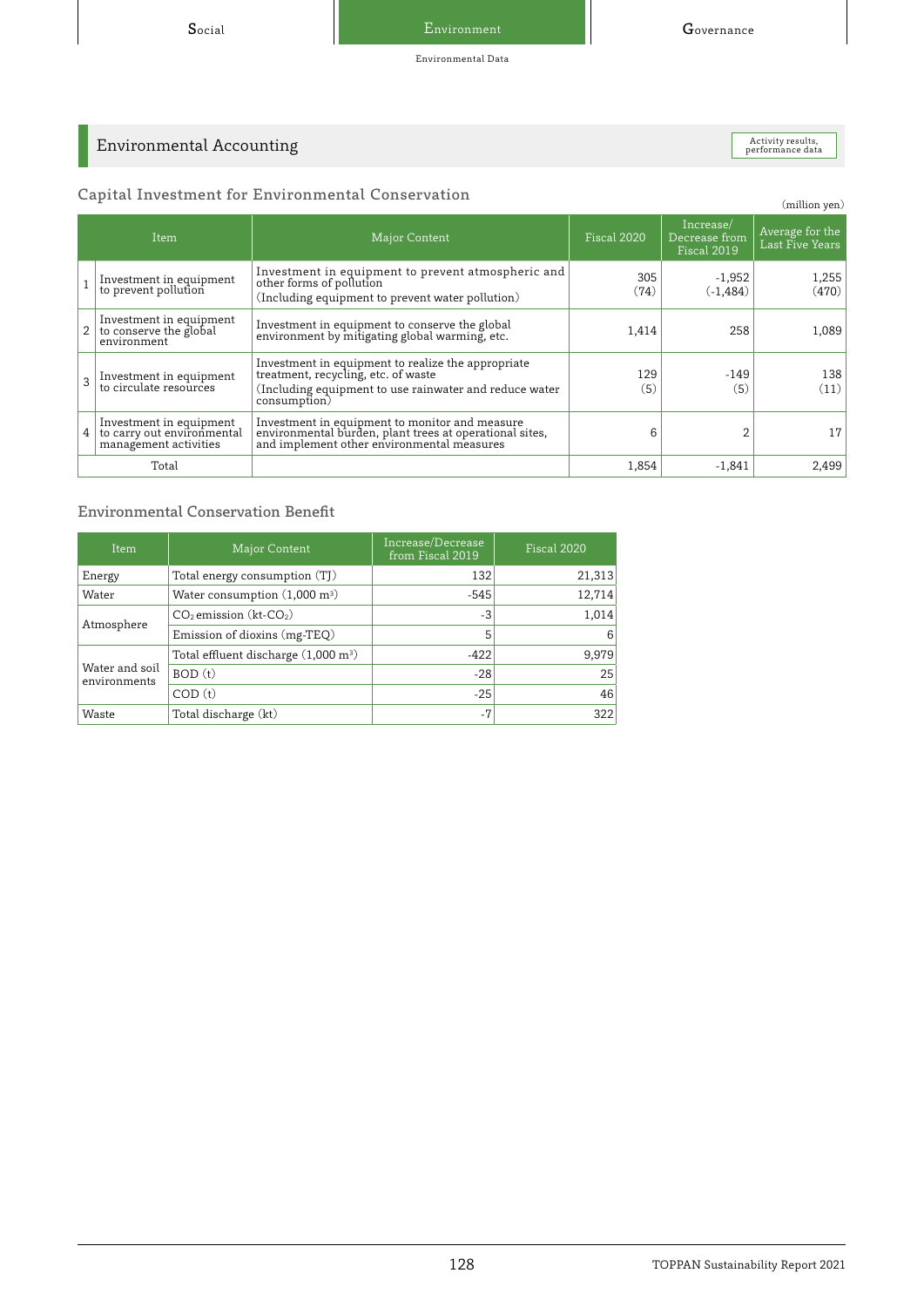# Environmental Accounting

Activity results, performance data

## Capital Investment for Environmental Conservation

(million yen)

| | Item | Major Content | Fiscal 2020 | Increase/ Decrease from Fiscal 2019 | Average for the Last Five Years |
|---|---|---|---|---|---|
| 1 | Investment in equipment to prevent pollution | Investment in equipment to prevent atmospheric and other forms of pollution (Including equipment to prevent water pollution) | 305 (74) | -1,952 (-1,484) | 1,255 (470) |
| 2 | Investment in equipment to conserve the global environment | Investment in equipment to conserve the global environment by mitigating global warming, etc. | 1,414 | 258 | 1,089 |
| 3 | Investment in equipment to circulate resources | Investment in equipment to realize the appropriate treatment, recycling, etc. of waste (Including equipment to use rainwater and reduce water consumption) | 129 (5) | -149 (5) | 138 (11) |
| 4 | Investment in equipment to carry out environmental management activities | Investment in equipment to monitor and measure environmental burden, plant trees at operational sites, and implement other environmental measures | 6 | 2 | 17 |
| Total | | | 1,854 | -1,841 | 2,499 |

## Environmental Conservation Benefit

| Item | Major Content | Increase/Decrease from Fiscal 2019 | Fiscal 2020 |
|---|---|---|---|
| Energy | Total energy consumption (TJ) | 132 | 21,313 |
| Water | Water consumption (1,000 $m^3$) | -545 | 12,714 |
| Atmosphere | $CO_2$ emission (kt-$CO_2$) | -3 | 1,014 |
| | Emission of dioxins (mg-TEQ) | 5 | 6 |
| Water and soil environments | Total effluent discharge (1,000 $m^3$) | -422 | 9,979 |
| | BOD (t) | -28 | 25 |
| | COD (t) | -25 | 46 |
| Waste | Total discharge (kt) | -7 | 322 |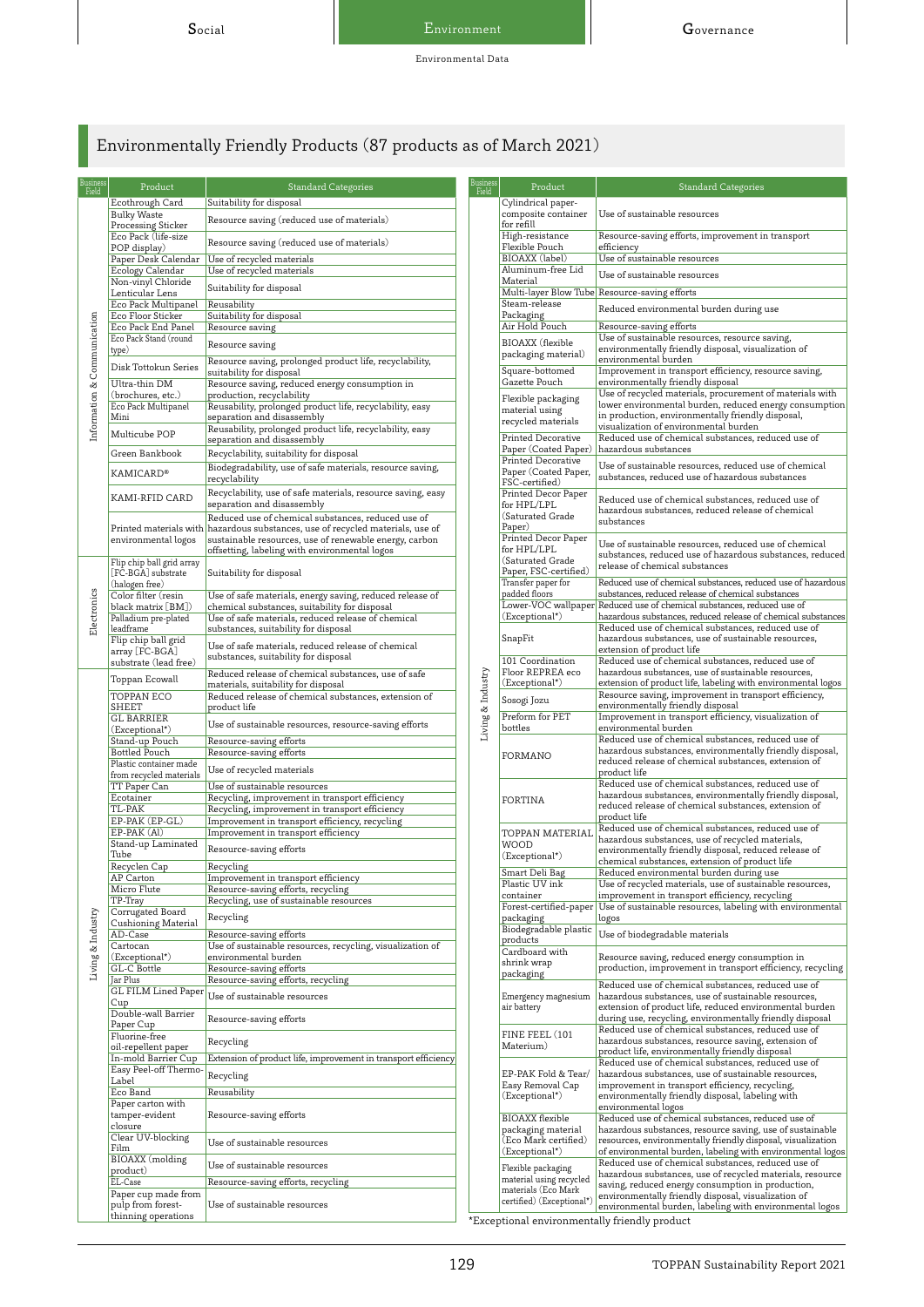## Environmentally Friendly Products (87 products as of March 2021)

| Business Field | Product | Standard Categories |
|---|---|---|
| Information & Communication | Ecothrough Card | Suitability for disposal |
| | Bulky Waste Processing Sticker | Resource saving (reduced use of materials) |
| | Eco Pack (life-size POP display) | Resource saving (reduced use of materials) |
| | Paper Desk Calendar | Use of recycled materials |
| | Ecology Calendar | Use of recycled materials |
| | Non-vinyl Chloride Lenticular Lens | Suitability for disposal |
| | Eco Pack Multipanel | Reusability |
| | Eco Floor Sticker | Suitability for disposal |
| | Eco Pack End Panel | Resource saving |
| | Eco Pack Stand (round type) | Resource saving |
| | Disk Tottokun Series | Resource saving, prolonged product life, recyclability, suitability for disposal |
| | Ultra-thin DM (brochures, etc.) | Resource saving, reduced energy consumption in production, recyclability |
| | Eco Pack Multipanel Mini | Reusability, prolonged product life, recyclability, easy separation and disassembly |
| | Multicube POP | Reusability, prolonged product life, recyclability, easy separation and disassembly |
| | Green Bankbook | Recyclability, suitability for disposal |
| | KAMICARD® | Biodegradability, use of safe materials, resource saving, recyclability |
| | KAMI-RFID CARD | Recyclability, use of safe materials, resource saving, easy separation and disassembly |
| | Printed materials with environmental logos | Reduced use of chemical substances, reduced use of hazardous substances, use of recycled materials, use of sustainable resources, use of renewable energy, carbon offsetting, labeling with environmental logos |
| Electronics | Flip chip ball grid array [FC-BGA] substrate (halogen free) | Suitability for disposal |
| | Color filter (resin black matrix [BM]) | Use of safe materials, energy saving, reduced release of chemical substances, suitability for disposal |
| | Palladium pre-plated leadframe | Use of safe materials, reduced release of chemical substances, suitability for disposal |
| | Flip chip ball grid array [FC-BGA] substrate (lead free) | Use of safe materials, reduced release of chemical substances, suitability for disposal |
| Living & Industry | Toppan Ecowall | Reduced release of chemical substances, use of safe materials, suitability for disposal |
| | TOPPAN ECO SHEET | Reduced release of chemical substances, extension of product life |
| | GL BARRIER (Exceptional*) | Use of sustainable resources, resource-saving efforts |
| | Stand-up Pouch | Resource-saving efforts |
| | Bottled Pouch | Resource-saving efforts |
| | Plastic container made from recycled materials | Use of recycled materials |
| | TT Paper Can | Use of sustainable resources |
| | Ecotainer | Recycling, improvement in transport efficiency |
| | TL-PAK | Recycling, improvement in transport efficiency |
| | EP-PAK (EP-GL) | Improvement in transport efficiency, recycling |
| | EP-PAK (Al) | Improvement in transport efficiency |
| | Stand-up Laminated Tube | Resource-saving efforts |
| | Recyclen Cap | Recycling |
| | AP Carton | Improvement in transport efficiency |
| | Micro Flute | Resource-saving efforts, recycling |
| | TP-Tray | Recycling, use of sustainable resources |
| | Corrugated Board Cushioning Material | Recycling |
| | AD-Case | Resource-saving efforts |
| | Cartocan (Exceptional*) | Use of sustainable resources, recycling, visualization of environmental burden |
| | GL-C Bottle | Resource-saving efforts |
| | Jar Plus | Resource-saving efforts, recycling |
| | GL FILM Lined Paper Cup | Use of sustainable resources |
| | Double-wall Barrier Paper Cup | Resource-saving efforts |
| | Fluorine-free oil-repellent paper | Recycling |
| | In-mold Barrier Cup | Extension of product life, improvement in transport efficiency |
| | Easy Peel-off Thermo-Label | Recycling |
| | Eco Band | Reusability |
| | Paper carton with tamper-evident closure | Resource-saving efforts |
| | Clear UV-blocking Film | Use of sustainable resources |
| | BIOAXX (molding product) | Use of sustainable resources |
| | EL-Case | Resource-saving efforts, recycling |
| | Paper cup made from pulp from forest-thinning operations | Use of sustainable resources |
| Living & Industry | Cylindrical paper-composite container for refill | Use of sustainable resources |
| | High-resistance Flexible Pouch | Resource-saving efforts, improvement in transport efficiency |
| | BIOAXX (label) | Use of sustainable resources |
| | Aluminum-free Lid Material | Use of sustainable resources |
| | Multi-layer Blow Tube | Resource-saving efforts |
| | Steam-release Packaging | Reduced environmental burden during use |
| | Air Hold Pouch | Resource-saving efforts |
| | BIOAXX (flexible packaging material) | Use of sustainable resources, resource saving, environmentally friendly disposal, visualization of environmental burden |
| | Square-bottomed Gazette Pouch | Improvement in transport efficiency, resource saving, environmentally friendly disposal |
| | Flexible packaging material using recycled materials | Use of recycled materials, procurement of materials with lower environmental burden, reduced energy consumption in production, environmentally friendly disposal, visualization of environmental burden |
| | Printed Decorative Paper (Coated Paper) | Reduced use of chemical substances, reduced use of hazardous substances |
| | Printed Decorative Paper (Coated Paper, FSC-certified) | Use of sustainable resources, reduced use of chemical substances, reduced use of hazardous substances |
| | Printed Decor Paper for HPL/LPL (Saturated Grade Paper) | Reduced use of chemical substances, reduced use of hazardous substances, reduced release of chemical substances |
| | Printed Decor Paper for HPL/LPL (Saturated Grade Paper, FSC-certified) | Use of sustainable resources, reduced use of chemical substances, reduced use of hazardous substances, reduced release of chemical substances |
| | Transfer paper for padded floors | Reduced use of chemical substances, reduced use of hazardous substances, reduced release of chemical substances |
| | Lower-VOC wallpaper (Exceptional*) | Reduced use of chemical substances, reduced use of hazardous substances, reduced release of chemical substances |
| | SnapFit | Reduced use of chemical substances, reduced use of hazardous substances, use of sustainable resources, extension of product life |
| | 101 Coordination Floor REPREA eco (Exceptional*) | Reduced use of chemical substances, reduced use of hazardous substances, use of sustainable resources, extension of product life, labeling with environmental logos |
| | Sosogi Jozu | Resource saving, improvement in transport efficiency, environmentally friendly disposal |
| | Preform for PET bottles | Improvement in transport efficiency, visualization of environmental burden |
| | FORMANO | Reduced use of chemical substances, reduced use of hazardous substances, environmentally friendly disposal, reduced release of chemical substances, extension of product life |
| | FORTINA | Reduced use of chemical substances, reduced use of hazardous substances, environmentally friendly disposal, reduced release of chemical substances, extension of product life |
| | TOPPAN MATERIAL WOOD (Exceptional*) | Reduced use of chemical substances, reduced use of hazardous substances, use of recycled materials, environmentally friendly disposal, reduced release of chemical substances, extension of product life |
| | Smart Deli Bag | Reduced environmental burden during use |
| | Plastic UV ink container | Use of recycled materials, use of sustainable resources, improvement in transport efficiency, recycling |
| | Forest-certified-paper packaging | Use of sustainable resources, labeling with environmental logos |
| | Biodegradable plastic products | Use of biodegradable materials |
| | Cardboard with shrink wrap packaging | Resource saving, reduced energy consumption in production, improvement in transport efficiency, recycling |
| | Emergency magnesium air battery | Reduced use of chemical substances, reduced use of hazardous substances, use of sustainable resources, extension of product life, reduced environmental burden during use, recycling, environmentally friendly disposal |
| | FINE FEEL (101 Materium) | Reduced use of chemical substances, reduced use of hazardous substances, resource saving, extension of product life, environmentally friendly disposal |
| | EP-PAK Fold & Tear/ Easy Removal Cap (Exceptional*) | Reduced use of chemical substances, reduced use of hazardous substances, use of sustainable resources, improvement in transport efficiency, recycling, environmentally friendly disposal, labeling with environmental logos |
| | BIOAXX flexible packaging material (Eco Mark certified) (Exceptional*) | Reduced use of chemical substances, reduced use of hazardous substances, resource saving, use of sustainable resources, environmentally friendly disposal, visualization of environmental burden, labeling with environmental logos |
| | Flexible packaging material using recycled materials (Eco Mark certified) (Exceptional*) | Reduced use of chemical substances, reduced use of hazardous substances, use of recycled materials, resource saving, reduced energy consumption in production, environmentally friendly disposal, visualization of environmental burden, labeling with environmental logos |

*Exceptional environmentally friendly product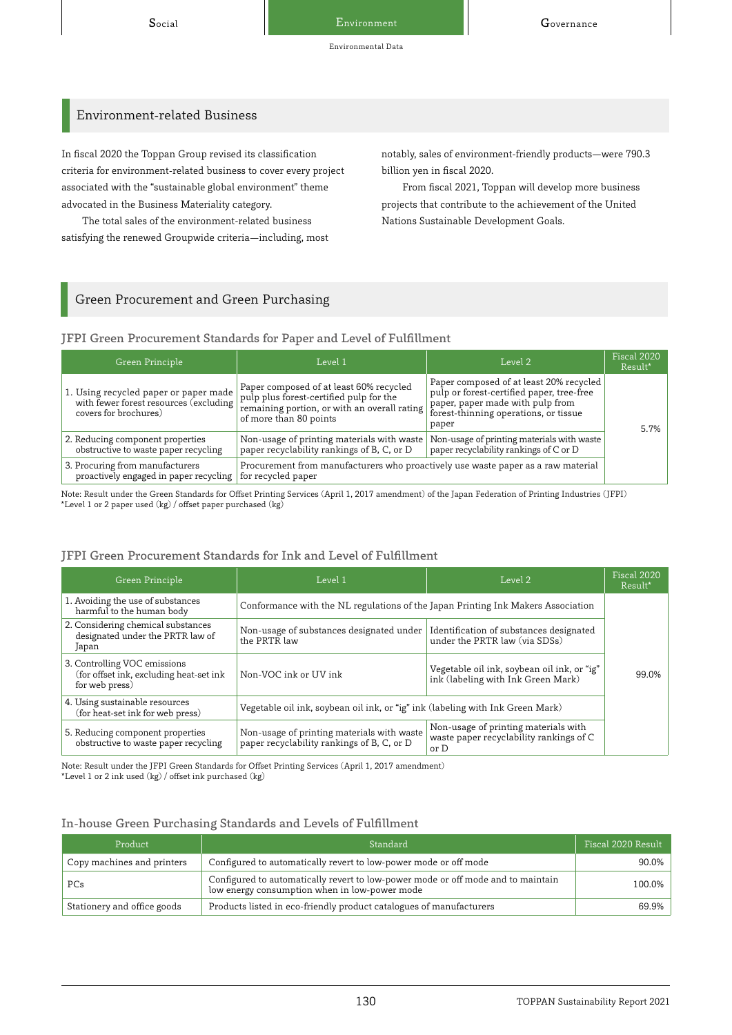## Environment-related Business

In fiscal 2020 the Toppan Group revised its classification criteria for environment-related business to cover every project associated with the "sustainable global environment" theme advocated in the Business Materiality category.

The total sales of the environment-related business satisfying the renewed Groupwide criteria—including, most notably, sales of environment-friendly products—were 790.3 billion yen in fiscal 2020.

From fiscal 2021, Toppan will develop more business projects that contribute to the achievement of the United Nations Sustainable Development Goals.

## Green Procurement and Green Purchasing

### JFPI Green Procurement Standards for Paper and Level of Fulfillment

| Green Principle | Level 1 | Level 2 | Fiscal 2020 Result* |
|---|---|---|---|
| 1. Using recycled paper or paper made with fewer forest resources (excluding covers for brochures) | Paper composed of at least 60% recycled pulp plus forest-certified pulp for the remaining portion, or with an overall rating of more than 80 points | Paper composed of at least 20% recycled pulp or forest-certified paper, tree-free paper, paper made with pulp from forest-thinning operations, or tissue paper | 5.7% |
| 2. Reducing component properties obstructive to waste paper recycling | Non-usage of printing materials with waste paper recyclability rankings of B, C, or D | Non-usage of printing materials with waste paper recyclability rankings of C or D | |
| 3. Procuring from manufacturers proactively engaged in paper recycling | Procurement from manufacturers who proactively use waste paper as a raw material for recycled paper | | |

Note: Result under the Green Standards for Offset Printing Services (April 1, 2017 amendment) of the Japan Federation of Printing Industries (JFPI)
*Level 1 or 2 paper used (kg) / offset paper purchased (kg)

### JFPI Green Procurement Standards for Ink and Level of Fulfillment

| Green Principle | Level 1 | Level 2 | Fiscal 2020 Result* |
|---|---|---|---|
| 1. Avoiding the use of substances harmful to the human body | Conformance with the NL regulations of the Japan Printing Ink Makers Association | | 99.0% |
| 2. Considering chemical substances designated under the PRTR law of Japan | Non-usage of substances designated under the PRTR law | Identification of substances designated under the PRTR law (via SDSs) | |
| 3. Controlling VOC emissions (for offset ink, excluding heat-set ink for web press) | Non-VOC ink or UV ink | Vegetable oil ink, soybean oil ink, or "ig" ink (labeling with Ink Green Mark) | |
| 4. Using sustainable resources (for heat-set ink for web press) | Vegetable oil ink, soybean oil ink, or "ig" ink (labeling with Ink Green Mark) | | |
| 5. Reducing component properties obstructive to waste paper recycling | Non-usage of printing materials with waste paper recyclability rankings of B, C, or D | Non-usage of printing materials with waste paper recyclability rankings of C or D | |

Note: Result under the JFPI Green Standards for Offset Printing Services (April 1, 2017 amendment)
*Level 1 or 2 ink used (kg) / offset ink purchased (kg)

### In-house Green Purchasing Standards and Levels of Fulfillment

| Product | Standard | Fiscal 2020 Result |
|---|---|---|
| Copy machines and printers | Configured to automatically revert to low-power mode or off mode | 90.0% |
| PCs | Configured to automatically revert to low-power mode or off mode and to maintain low energy consumption when in low-power mode | 100.0% |
| Stationery and office goods | Products listed in eco-friendly product catalogues of manufacturers | 69.9% |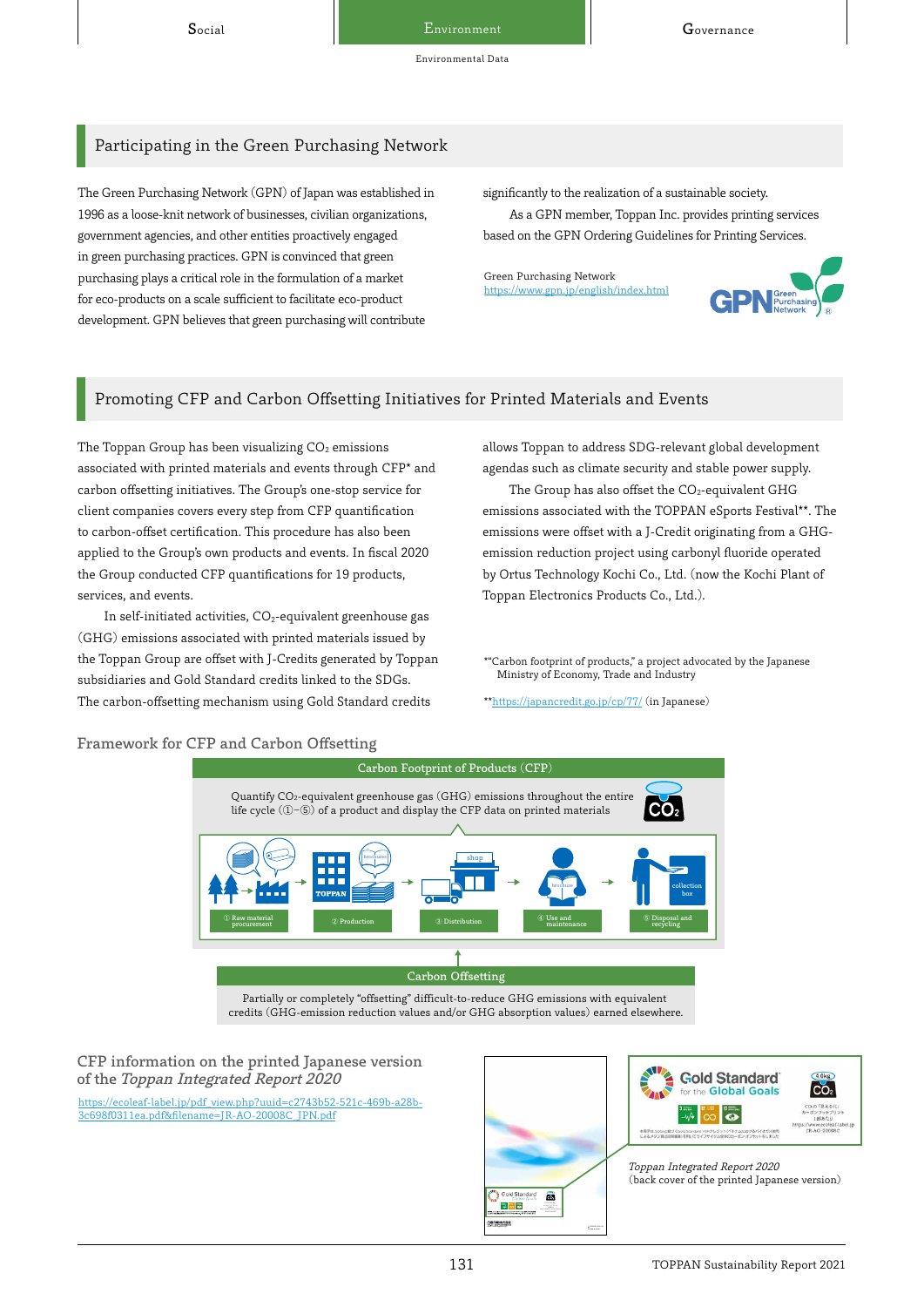## Participating in the Green Purchasing Network

The Green Purchasing Network (GPN) of Japan was established in 1996 as a loose-knit network of businesses, civilian organizations, government agencies, and other entities proactively engaged in green purchasing practices. GPN is convinced that green purchasing plays a critical role in the formulation of a market for eco-products on a scale sufficient to facilitate eco-product development. GPN believes that green purchasing will contribute significantly to the realization of a sustainable society.

As a GPN member, Toppan Inc. provides printing services based on the GPN Ordering Guidelines for Printing Services.

Green Purchasing Network
https://www.gpn.jp/english/index.html

## Promoting CFP and Carbon Offsetting Initiatives for Printed Materials and Events

The Toppan Group has been visualizing $CO_2$ emissions associated with printed materials and events through CFP* and carbon offsetting initiatives. The Group's one-stop service for client companies covers every step from CFP quantification to carbon-offset certification. This procedure has also been applied to the Group's own products and events. In fiscal 2020 the Group conducted CFP quantifications for 19 products, services, and events.

In self-initiated activities, $CO_2$-equivalent greenhouse gas (GHG) emissions associated with printed materials issued by the Toppan Group are offset with J-Credits generated by Toppan subsidiaries and Gold Standard credits linked to the SDGs. The carbon-offsetting mechanism using Gold Standard credits allows Toppan to address SDG-relevant global development agendas such as climate security and stable power supply.

The Group has also offset the $CO_2$-equivalent GHG emissions associated with the TOPPAN eSports Festival**. The emissions were offset with a J-Credit originating from a GHG-emission reduction project using carbonyl fluoride operated by Ortus Technology Kochi Co., Ltd. (now the Kochi Plant of Toppan Electronics Products Co., Ltd.).

*"Carbon footprint of products," a project advocated by the Japanese Ministry of Economy, Trade and Industry

**https://japancredit.go.jp/cp/77/ (in Japanese)

### Framework for CFP and Carbon Offsetting

Carbon Footprint of Products (CFP)

Quantify $CO_2$-equivalent greenhouse gas (GHG) emissions throughout the entire life cycle (①–⑤) of a product and display the CFP data on printed materials

① Raw material procurement → ② Production → ③ Distribution → ④ Use and maintenance → ⑤ Disposal and recycling

Carbon Offsetting

Partially or completely "offsetting" difficult-to-reduce GHG emissions with equivalent credits (GHG-emission reduction values and/or GHG absorption values) earned elsewhere.

### CFP information on the printed Japanese version of the *Toppan Integrated Report 2020*

https://ecoleaf-label.jp/pdf_view.php?uuid=c2743b52-521c-469b-a28b-3c698f0311ea.pdf&filename=JR-AO-20008C_JPN.pdf

*Toppan Integrated Report 2020*
(back cover of the printed Japanese version)